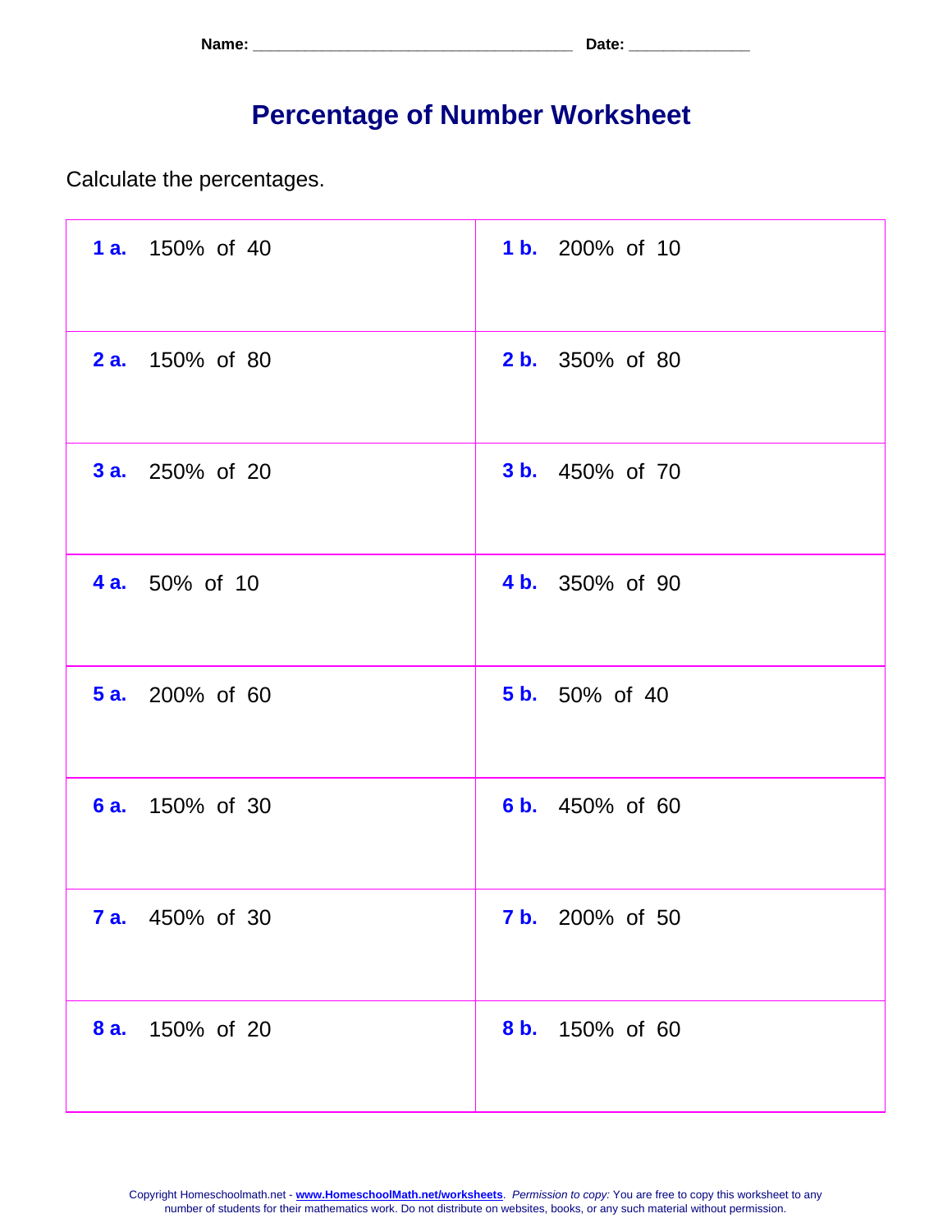Name: ____________________________________ Date: _____________

# Percentage of Number Worksheet

Calculate the percentages.

| | |
|---|---|
| **1 a.** 150% of 40 | **1 b.** 200% of 10 |
| **2 a.** 150% of 80 | **2 b.** 350% of 80 |
| **3 a.** 250% of 20 | **3 b.** 450% of 70 |
| **4 a.** 50% of 10 | **4 b.** 350% of 90 |
| **5 a.** 200% of 60 | **5 b.** 50% of 40 |
| **6 a.** 150% of 30 | **6 b.** 450% of 60 |
| **7 a.** 450% of 30 | **7 b.** 200% of 50 |
| **8 a.** 150% of 20 | **8 b.** 150% of 60 |

Copyright Homeschoolmath.net - **www.HomeschoolMath.net/worksheets**. *Permission to copy:* You are free to copy this worksheet to any number of students for their mathematics work. Do not distribute on websites, books, or any such material without permission.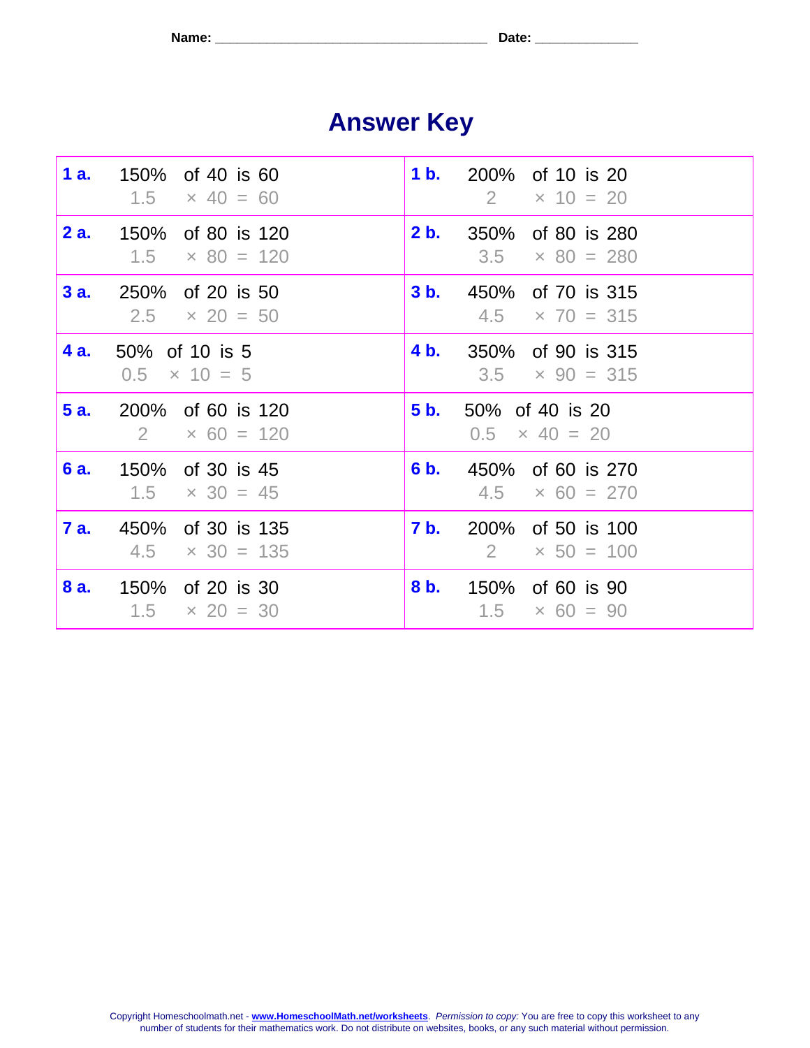Name: ____________________________________ Date: _____________

# Answer Key

| | |
|---|---|
| **1 a.** 150% of 40 is 60<br>1.5 × 40 = 60 | **1 b.** 200% of 10 is 20<br>2 × 10 = 20 |
| **2 a.** 150% of 80 is 120<br>1.5 × 80 = 120 | **2 b.** 350% of 80 is 280<br>3.5 × 80 = 280 |
| **3 a.** 250% of 20 is 50<br>2.5 × 20 = 50 | **3 b.** 450% of 70 is 315<br>4.5 × 70 = 315 |
| **4 a.** 50% of 10 is 5<br>0.5 × 10 = 5 | **4 b.** 350% of 90 is 315<br>3.5 × 90 = 315 |
| **5 a.** 200% of 60 is 120<br>2 × 60 = 120 | **5 b.** 50% of 40 is 20<br>0.5 × 40 = 20 |
| **6 a.** 150% of 30 is 45<br>1.5 × 30 = 45 | **6 b.** 450% of 60 is 270<br>4.5 × 60 = 270 |
| **7 a.** 450% of 30 is 135<br>4.5 × 30 = 135 | **7 b.** 200% of 50 is 100<br>2 × 50 = 100 |
| **8 a.** 150% of 20 is 30<br>1.5 × 20 = 30 | **8 b.** 150% of 60 is 90<br>1.5 × 60 = 90 |

Copyright Homeschoolmath.net - **www.HomeschoolMath.net/worksheets**. *Permission to copy:* You are free to copy this worksheet to any number of students for their mathematics work. Do not distribute on websites, books, or any such material without permission.